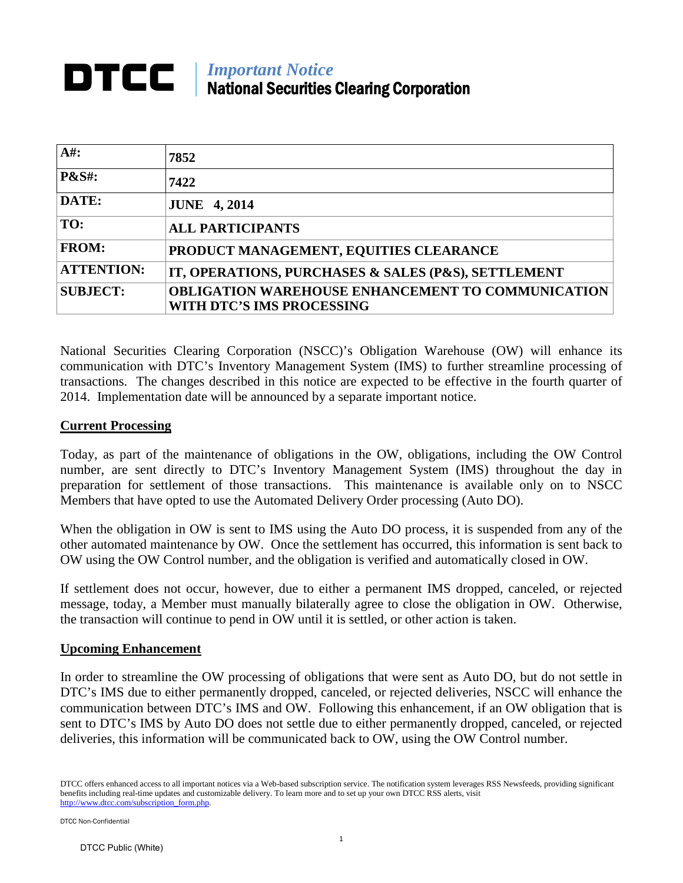# DTCC | *Important Notice* National Securities Clearing Corporation

| | |
|---|---|
| **A#:** | **7852** |
| **P&S#:** | **7422** |
| **DATE:** | **JUNE 4, 2014** |
| **TO:** | **ALL PARTICIPANTS** |
| **FROM:** | **PRODUCT MANAGEMENT, EQUITIES CLEARANCE** |
| **ATTENTION:** | **IT, OPERATIONS, PURCHASES & SALES (P&S), SETTLEMENT** |
| **SUBJECT:** | **OBLIGATION WAREHOUSE ENHANCEMENT TO COMMUNICATION WITH DTC'S IMS PROCESSING** |

National Securities Clearing Corporation (NSCC)'s Obligation Warehouse (OW) will enhance its communication with DTC's Inventory Management System (IMS) to further streamline processing of transactions. The changes described in this notice are expected to be effective in the fourth quarter of 2014. Implementation date will be announced by a separate important notice.

## Current Processing

Today, as part of the maintenance of obligations in the OW, obligations, including the OW Control number, are sent directly to DTC's Inventory Management System (IMS) throughout the day in preparation for settlement of those transactions. This maintenance is available only on to NSCC Members that have opted to use the Automated Delivery Order processing (Auto DO).

When the obligation in OW is sent to IMS using the Auto DO process, it is suspended from any of the other automated maintenance by OW. Once the settlement has occurred, this information is sent back to OW using the OW Control number, and the obligation is verified and automatically closed in OW.

If settlement does not occur, however, due to either a permanent IMS dropped, canceled, or rejected message, today, a Member must manually bilaterally agree to close the obligation in OW. Otherwise, the transaction will continue to pend in OW until it is settled, or other action is taken.

## Upcoming Enhancement

In order to streamline the OW processing of obligations that were sent as Auto DO, but do not settle in DTC's IMS due to either permanently dropped, canceled, or rejected deliveries, NSCC will enhance the communication between DTC's IMS and OW. Following this enhancement, if an OW obligation that is sent to DTC's IMS by Auto DO does not settle due to either permanently dropped, canceled, or rejected deliveries, this information will be communicated back to OW, using the OW Control number.

DTCC offers enhanced access to all important notices via a Web-based subscription service. The notification system leverages RSS Newsfeeds, providing significant benefits including real-time updates and customizable delivery. To learn more and to set up your own DTCC RSS alerts, visit http://www.dtcc.com/subscription_form.php.

DTCC Non-Confidential

DTCC Public (White)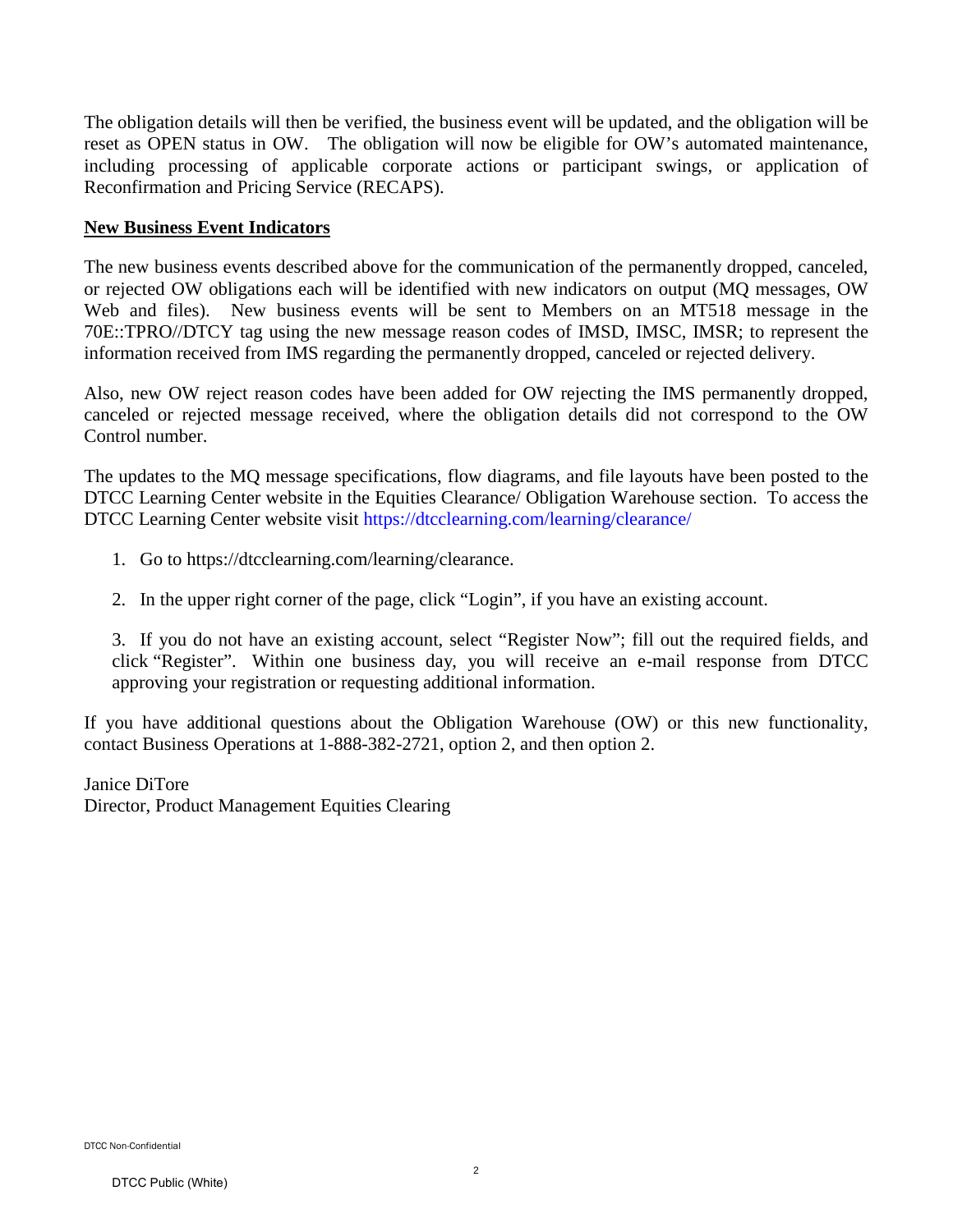The obligation details will then be verified, the business event will be updated, and the obligation will be reset as OPEN status in OW. The obligation will now be eligible for OW's automated maintenance, including processing of applicable corporate actions or participant swings, or application of Reconfirmation and Pricing Service (RECAPS).

**New Business Event Indicators**

The new business events described above for the communication of the permanently dropped, canceled, or rejected OW obligations each will be identified with new indicators on output (MQ messages, OW Web and files). New business events will be sent to Members on an MT518 message in the 70E::TPRO//DTCY tag using the new message reason codes of IMSD, IMSC, IMSR; to represent the information received from IMS regarding the permanently dropped, canceled or rejected delivery.

Also, new OW reject reason codes have been added for OW rejecting the IMS permanently dropped, canceled or rejected message received, where the obligation details did not correspond to the OW Control number.

The updates to the MQ message specifications, flow diagrams, and file layouts have been posted to the DTCC Learning Center website in the Equities Clearance/ Obligation Warehouse section. To access the DTCC Learning Center website visit https://dtcclearning.com/learning/clearance/

1. Go to https://dtcclearning.com/learning/clearance.
2. In the upper right corner of the page, click "Login", if you have an existing account.
3. If you do not have an existing account, select "Register Now"; fill out the required fields, and click "Register". Within one business day, you will receive an e-mail response from DTCC approving your registration or requesting additional information.

If you have additional questions about the Obligation Warehouse (OW) or this new functionality, contact Business Operations at 1-888-382-2721, option 2, and then option 2.

Janice DiTore
Director, Product Management Equities Clearing